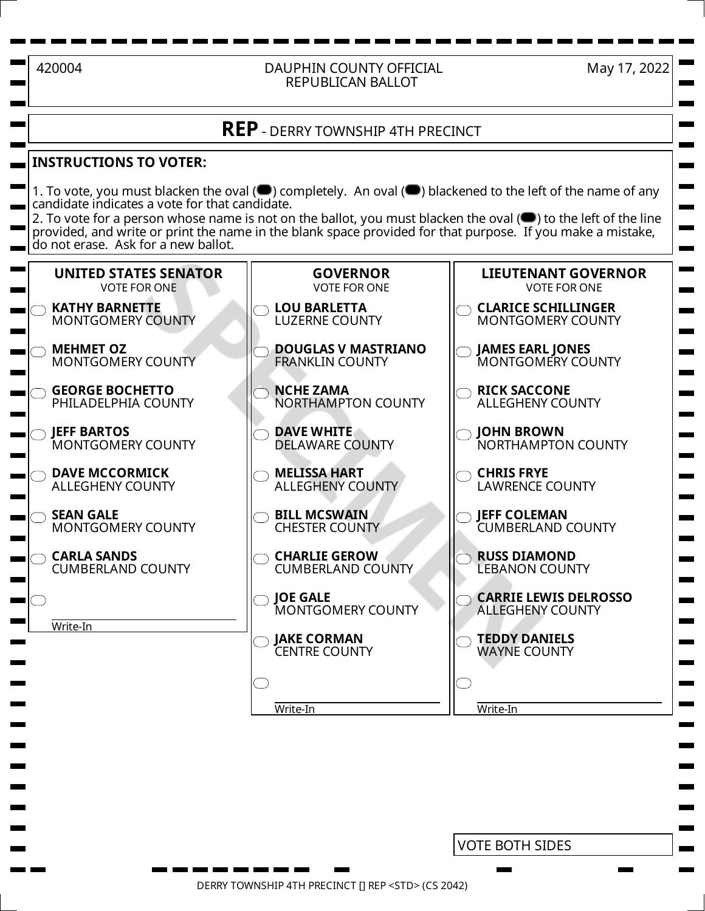420004

# DAUPHIN COUNTY OFFICIAL REPUBLICAN BALLOT

May 17, 2022

## REP - DERRY TOWNSHIP 4TH PRECINCT

**INSTRUCTIONS TO VOTER:**

1. To vote, you must blacken the oval (⬬) completely. An oval (⬬) blackened to the left of the name of any candidate indicates a vote for that candidate.
2. To vote for a person whose name is not on the ballot, you must blacken the oval (⬬) to the left of the line provided, and write or print the name in the blank space provided for that purpose. If you make a mistake, do not erase. Ask for a new ballot.

### UNITED STATES SENATOR
VOTE FOR ONE

- ⬭ **KATHY BARNETTE** MONTGOMERY COUNTY
- ⬭ **MEHMET OZ** MONTGOMERY COUNTY
- ⬭ **GEORGE BOCHETTO** PHILADELPHIA COUNTY
- ⬭ **JEFF BARTOS** MONTGOMERY COUNTY
- ⬭ **DAVE MCCORMICK** ALLEGHENY COUNTY
- ⬭ **SEAN GALE** MONTGOMERY COUNTY
- ⬭ **CARLA SANDS** CUMBERLAND COUNTY
- ⬭ ______________ Write-In

### GOVERNOR
VOTE FOR ONE

- ⬭ **LOU BARLETTA** LUZERNE COUNTY
- ⬭ **DOUGLAS V MASTRIANO** FRANKLIN COUNTY
- ⬭ **NCHE ZAMA** NORTHAMPTON COUNTY
- ⬭ **DAVE WHITE** DELAWARE COUNTY
- ⬭ **MELISSA HART** ALLEGHENY COUNTY
- ⬭ **BILL MCSWAIN** CHESTER COUNTY
- ⬭ **CHARLIE GEROW** CUMBERLAND COUNTY
- ⬭ **JOE GALE** MONTGOMERY COUNTY
- ⬭ **JAKE CORMAN** CENTRE COUNTY
- ⬭ ______________ Write-In

### LIEUTENANT GOVERNOR
VOTE FOR ONE

- ⬭ **CLARICE SCHILLINGER** MONTGOMERY COUNTY
- ⬭ **JAMES EARL JONES** MONTGOMERY COUNTY
- ⬭ **RICK SACCONE** ALLEGHENY COUNTY
- ⬭ **JOHN BROWN** NORTHAMPTON COUNTY
- ⬭ **CHRIS FRYE** LAWRENCE COUNTY
- ⬭ **JEFF COLEMAN** CUMBERLAND COUNTY
- ⬭ **RUSS DIAMOND** LEBANON COUNTY
- ⬭ **CARRIE LEWIS DELROSSO** ALLEGHENY COUNTY
- ⬭ **TEDDY DANIELS** WAYNE COUNTY
- ⬭ ______________ Write-In

VOTE BOTH SIDES

DERRY TOWNSHIP 4TH PRECINCT [] REP <STD> (CS 2042)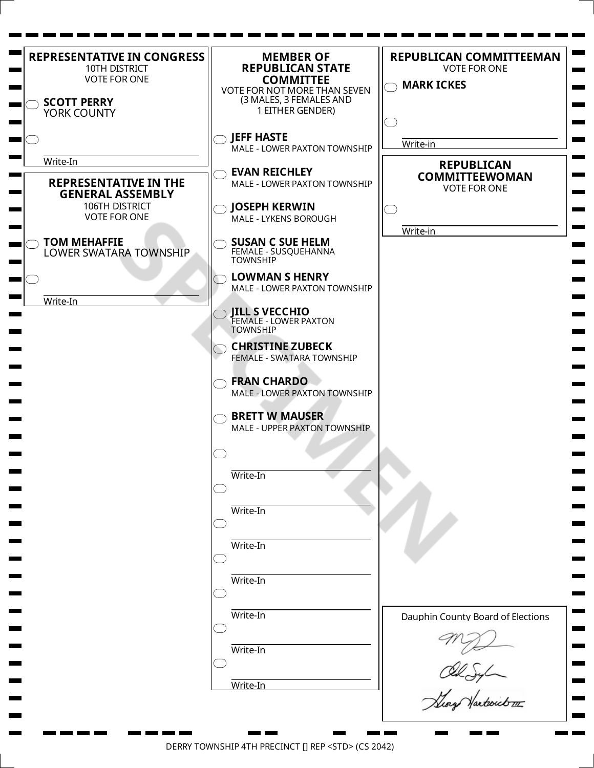## REPRESENTATIVE IN CONGRESS

10TH DISTRICT
VOTE FOR ONE

- **SCOTT PERRY**
  YORK COUNTY
- Write-In

## REPRESENTATIVE IN THE GENERAL ASSEMBLY

106TH DISTRICT
VOTE FOR ONE

- **TOM MEHAFFIE**
  LOWER SWATARA TOWNSHIP
- Write-In

## MEMBER OF REPUBLICAN STATE COMMITTEE

VOTE FOR NOT MORE THAN SEVEN
(3 MALES, 3 FEMALES AND
1 EITHER GENDER)

- **JEFF HASTE**
  MALE - LOWER PAXTON TOWNSHIP
- **EVAN REICHLEY**
  MALE - LOWER PAXTON TOWNSHIP
- **JOSEPH KERWIN**
  MALE - LYKENS BOROUGH
- **SUSAN C SUE HELM**
  FEMALE - SUSQUEHANNA TOWNSHIP
- **LOWMAN S HENRY**
  MALE - LOWER PAXTON TOWNSHIP
- **JILL S VECCHIO**
  FEMALE - LOWER PAXTON TOWNSHIP
- **CHRISTINE ZUBECK**
  FEMALE - SWATARA TOWNSHIP
- **FRAN CHARDO**
  MALE - LOWER PAXTON TOWNSHIP
- **BRETT W MAUSER**
  MALE - UPPER PAXTON TOWNSHIP
- Write-In
- Write-In
- Write-In
- Write-In
- Write-In
- Write-In
- Write-In

## REPUBLICAN COMMITTEEMAN

VOTE FOR ONE

- **MARK ICKES**
- Write-in

## REPUBLICAN COMMITTEEWOMAN

VOTE FOR ONE

- Write-in

SPECIMEN

Dauphin County Board of Elections

DERRY TOWNSHIP 4TH PRECINCT [] REP <STD> (CS 2042)